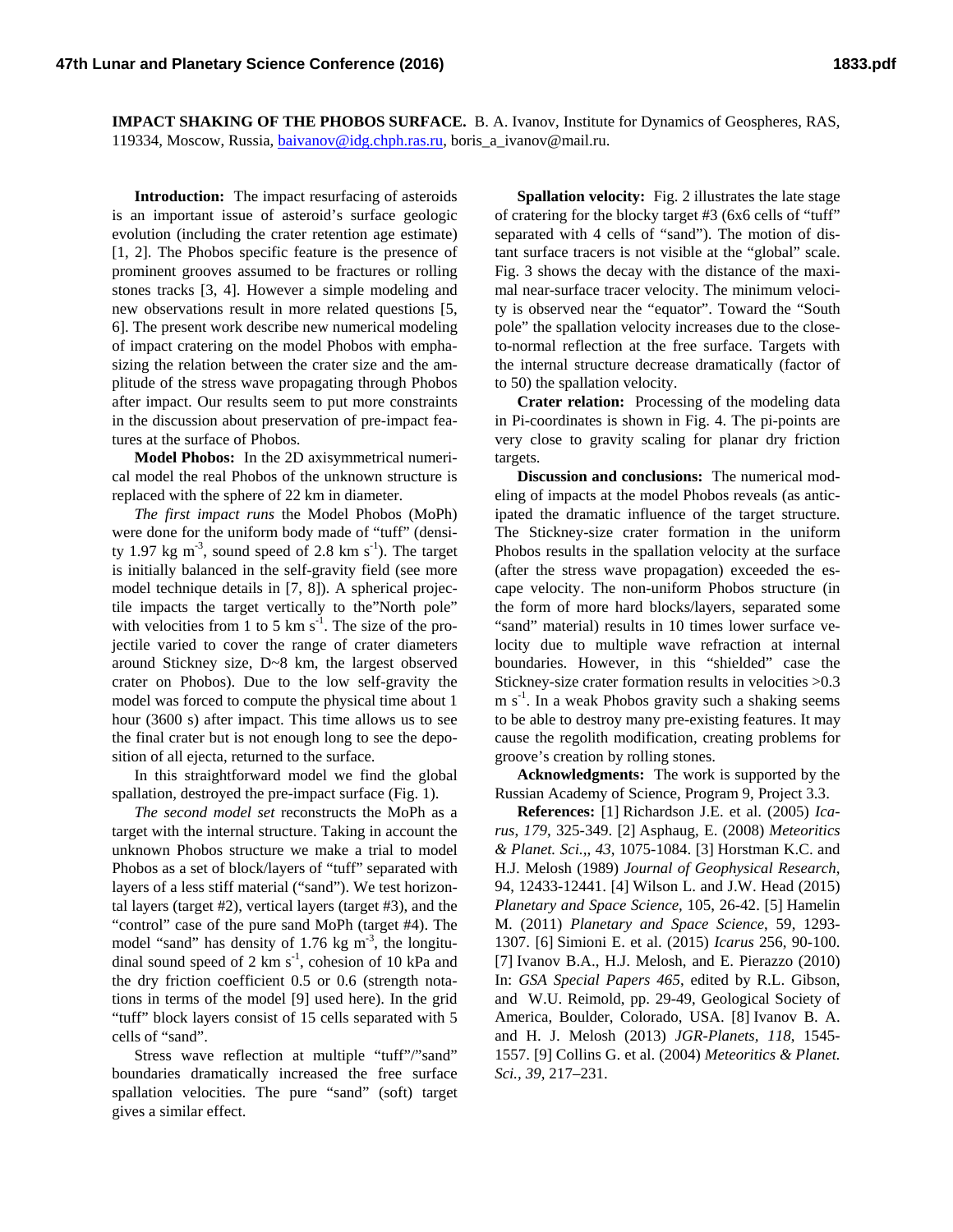**IMPACT SHAKING OF THE PHOBOS SURFACE.** B. A. Ivanov, Institute for Dynamics of Geospheres, RAS, 119334, Moscow, Russia, baivanov@idg.chph.ras.ru, boris_a_ivanov@mail.ru.

**Introduction:** The impact resurfacing of asteroids is an important issue of asteroid's surface geologic evolution (including the crater retention age estimate) [1, 2]. The Phobos specific feature is the presence of prominent grooves assumed to be fractures or rolling stones tracks [3, 4]. However a simple modeling and new observations result in more related questions [5, 6]. The present work describe new numerical modeling of impact cratering on the model Phobos with emphasizing the relation between the crater size and the amplitude of the stress wave propagating through Phobos after impact. Our results seem to put more constraints in the discussion about preservation of pre-impact features at the surface of Phobos.

**Model Phobos:** In the 2D axisymmetrical numerical model the real Phobos of the unknown structure is replaced with the sphere of 22 km in diameter.

*The first impact runs* the Model Phobos (MoPh) were done for the uniform body made of "tuff" (density 1.97 kg m$^{-3}$, sound speed of 2.8 km s$^{-1}$). The target is initially balanced in the self-gravity field (see more model technique details in [7, 8]). A spherical projectile impacts the target vertically to the"North pole" with velocities from 1 to 5 km s$^{-1}$. The size of the projectile varied to cover the range of crater diameters around Stickney size, D~8 km, the largest observed crater on Phobos). Due to the low self-gravity the model was forced to compute the physical time about 1 hour (3600 s) after impact. This time allows us to see the final crater but is not enough long to see the deposition of all ejecta, returned to the surface.

In this straightforward model we find the global spallation, destroyed the pre-impact surface (Fig. 1).

*The second model set* reconstructs the MoPh as a target with the internal structure. Taking in account the unknown Phobos structure we make a trial to model Phobos as a set of block/layers of "tuff" separated with layers of a less stiff material ("sand"). We test horizontal layers (target #2), vertical layers (target #3), and the "control" case of the pure sand MoPh (target #4). The model "sand" has density of 1.76 kg m$^{-3}$, the longitudinal sound speed of 2 km s$^{-1}$, cohesion of 10 kPa and the dry friction coefficient 0.5 or 0.6 (strength notations in terms of the model [9] used here). In the grid "tuff" block layers consist of 15 cells separated with 5 cells of "sand".

Stress wave reflection at multiple "tuff"/"sand" boundaries dramatically increased the free surface spallation velocities. The pure "sand" (soft) target gives a similar effect.

**Spallation velocity:** Fig. 2 illustrates the late stage of cratering for the blocky target #3 (6x6 cells of "tuff" separated with 4 cells of "sand"). The motion of distant surface tracers is not visible at the "global" scale. Fig. 3 shows the decay with the distance of the maximal near-surface tracer velocity. The minimum velocity is observed near the "equator". Toward the "South pole" the spallation velocity increases due to the close-to-normal reflection at the free surface. Targets with the internal structure decrease dramatically (factor of to 50) the spallation velocity.

**Crater relation:** Processing of the modeling data in Pi-coordinates is shown in Fig. 4. The pi-points are very close to gravity scaling for planar dry friction targets.

**Discussion and conclusions:** The numerical modeling of impacts at the model Phobos reveals (as anticipated the dramatic influence of the target structure. The Stickney-size crater formation in the uniform Phobos results in the spallation velocity at the surface (after the stress wave propagation) exceeded the escape velocity. The non-uniform Phobos structure (in the form of more hard blocks/layers, separated some "sand" material) results in 10 times lower surface velocity due to multiple wave refraction at internal boundaries. However, in this "shielded" case the Stickney-size crater formation results in velocities >0.3 m s$^{-1}$. In a weak Phobos gravity such a shaking seems to be able to destroy many pre-existing features. It may cause the regolith modification, creating problems for groove's creation by rolling stones.

**Acknowledgments:** The work is supported by the Russian Academy of Science, Program 9, Project 3.3.

**References:** [1] Richardson J.E. et al. (2005) *Icarus, 179*, 325-349. [2] Asphaug, E. (2008) *Meteoritics & Planet. Sci.,, 43*, 1075-1084. [3] Horstman K.C. and H.J. Melosh (1989) *Journal of Geophysical Research*, 94, 12433-12441. [4] Wilson L. and J.W. Head (2015) *Planetary and Space Science*, 105, 26-42. [5] Hamelin M. (2011) *Planetary and Space Science*, 59, 1293-1307. [6] Simioni E. et al. (2015) *Icarus* 256, 90-100. [7] Ivanov B.A., H.J. Melosh, and E. Pierazzo (2010) In: *GSA Special Papers 465*, edited by R.L. Gibson, and W.U. Reimold, pp. 29-49, Geological Society of America, Boulder, Colorado, USA. [8] Ivanov B. A. and H. J. Melosh (2013) *JGR-Planets*, *118*, 1545-1557. [9] Collins G. et al. (2004) *Meteoritics & Planet. Sci., 39*, 217–231.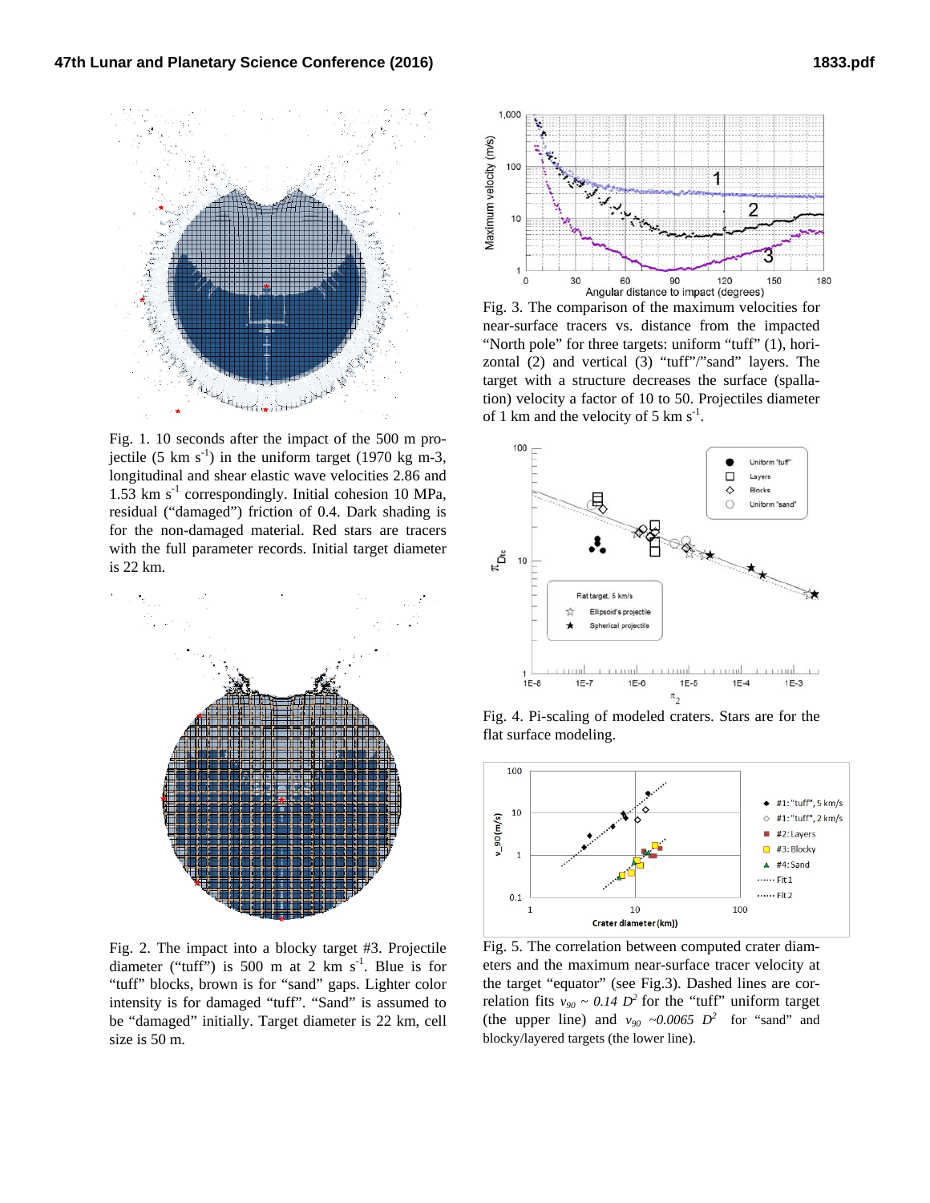Fig. 1. 10 seconds after the impact of the 500 m projectile (5 km $s^{-1}$) in the uniform target (1970 kg m-3, longitudinal and shear elastic wave velocities 2.86 and 1.53 km $s^{-1}$ correspondingly. Initial cohesion 10 MPa, residual ("damaged") friction of 0.4. Dark shading is for the non-damaged material. Red stars are tracers with the full parameter records. Initial target diameter is 22 km.

Fig. 2. The impact into a blocky target #3. Projectile diameter ("tuff") is 500 m at 2 km $s^{-1}$. Blue is for "tuff" blocks, brown is for "sand" gaps. Lighter color intensity is for damaged "tuff". "Sand" is assumed to be "damaged" initially. Target diameter is 22 km, cell size is 50 m.

1,000
100
10
1
Maximum velocity (m/s)
0 30 60 90 120 150 180
Angular distance to impact (degrees)
1
2
3

Fig. 3. The comparison of the maximum velocities for near-surface tracers vs. distance from the impacted "North pole" for three targets: uniform "tuff" (1), horizontal (2) and vertical (3) "tuff"/"sand" layers. The target with a structure decreases the surface (spallation) velocity a factor of 10 to 50. Projectiles diameter of 1 km and the velocity of 5 km $s^{-1}$.

100
10
1
$\pi_{D_{tc}}$
1E-8 1E-7 1E-6 1E-5 1E-4 1E-3
$\pi_2$
Uniform "tuff"
Layers
Blocks
Uniform "sand"
Flat target, 5 km/s
Ellipsoid's projectile
Spherical projectile

Fig. 4. Pi-scaling of modeled craters. Stars are for the flat surface modeling.

100
10
1
0.1
v_90 (m/s)
1 10 100
Crater diameter (km))
#1: "tuff", 5 km/s
#1: "tuff", 2 km/s
#2: Layers
#3: Blocky
#4: Sand
Fit 1
Fit 2

Fig. 5. The correlation between computed crater diameters and the maximum near-surface tracer velocity at the target "equator" (see Fig.3). Dashed lines are correlation fits $v_{90} \sim 0.14\ D^2$ for the "tuff" uniform target (the upper line) and $v_{90} \sim 0.0065\ D^2$ for "sand" and blocky/layered targets (the lower line).